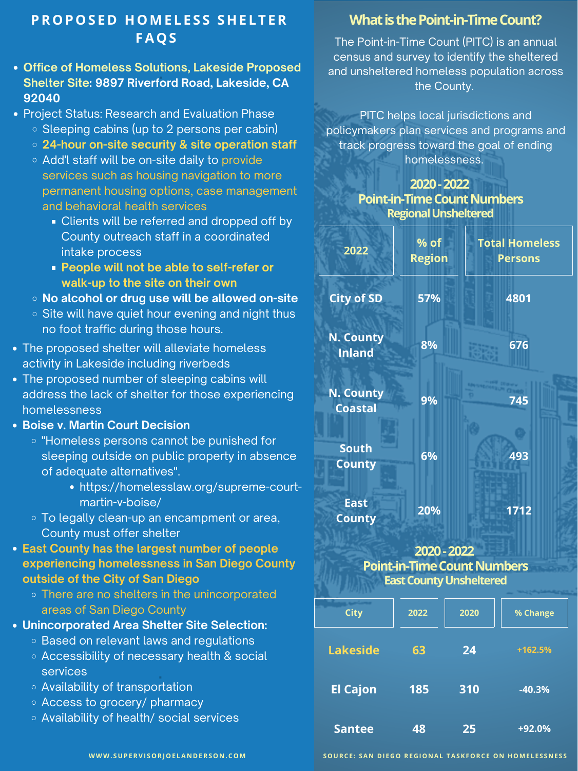# PROPOSED HOMELESS SHELTER FAQS

- **Office of Homeless Solutions, Lakeside Proposed Shelter Site: 9897 Riverford Road, Lakeside, CA 92040**
- Project Status: Research and Evaluation Phase
  - Sleeping cabins (up to 2 persons per cabin)
  - **24-hour on-site security & site operation staff**
  - Add'l staff will be on-site daily to provide services such as housing navigation to more permanent housing options, case management and behavioral health services
    - Clients will be referred and dropped off by County outreach staff in a coordinated intake process
    - **People will not be able to self-refer or walk-up to the site on their own**
  - **No alcohol or drug use will be allowed on-site**
  - Site will have quiet hour evening and night thus no foot traffic during those hours.
- The proposed shelter will alleviate homeless activity in Lakeside including riverbeds
- The proposed number of sleeping cabins will address the lack of shelter for those experiencing homelessness
- **Boise v. Martin Court Decision**
  - "Homeless persons cannot be punished for sleeping outside on public property in absence of adequate alternatives".
    - https://homelesslaw.org/supreme-court-martin-v-boise/
  - To legally clean-up an encampment or area, County must offer shelter
- **East County has the largest number of people experiencing homelessness in San Diego County outside of the City of San Diego**
  - There are no shelters in the unincorporated areas of San Diego County
- **Unincorporated Area Shelter Site Selection:**
  - Based on relevant laws and regulations
  - Accessibility of necessary health & social services
  - Availability of transportation
  - Access to grocery/ pharmacy
  - Availability of health/ social services

www.supervisorjoelanderson.com

## What is the Point-in-Time Count?

The Point-in-Time Count (PITC) is an annual census and survey to identify the sheltered and unsheltered homeless population across the County.

PITC helps local jurisdictions and policymakers plan services and programs and track progress toward the goal of ending homelessness.

### 2020 - 2022 Point-in-Time Count Numbers
#### Regional Unsheltered

| 2022 | % of Region | Total Homeless Persons |
|---|---|---|
| City of SD | 57% | 4801 |
| N. County Inland | 8% | 676 |
| N. County Coastal | 9% | 745 |
| South County | 6% | 493 |
| East County | 20% | 1712 |

### 2020 - 2022 Point-in-Time Count Numbers
#### East County Unsheltered

| City | 2022 | 2020 | % Change |
|---|---|---|---|
| Lakeside | 63 | 24 | +162.5% |
| El Cajon | 185 | 310 | -40.3% |
| Santee | 48 | 25 | +92.0% |

SOURCE: SAN DIEGO REGIONAL TASKFORCE ON HOMELESSNESS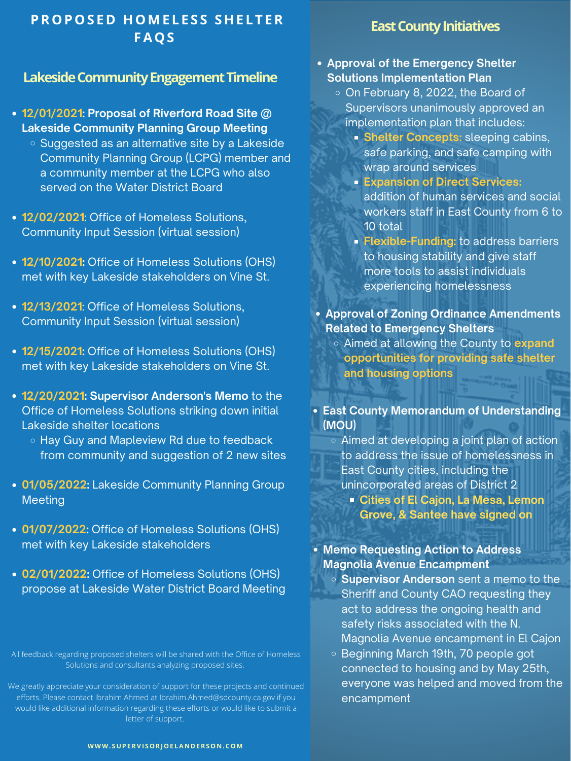# PROPOSED HOMELESS SHELTER FAQS

## Lakeside Community Engagement Timeline

- **12/01/2021: Proposal of Riverford Road Site @ Lakeside Community Planning Group Meeting**
  - Suggested as an alternative site by a Lakeside Community Planning Group (LCPG) member and a community member at the LCPG who also served on the Water District Board
- **12/02/2021**: Office of Homeless Solutions, Community Input Session (virtual session)
- **12/10/2021:** Office of Homeless Solutions (OHS) met with key Lakeside stakeholders on Vine St.
- **12/13/2021**: Office of Homeless Solutions, Community Input Session (virtual session)
- **12/15/2021**: Office of Homeless Solutions (OHS) met with key Lakeside stakeholders on Vine St.
- **12/20/2021: Supervisor Anderson's Memo** to the Office of Homeless Solutions striking down initial Lakeside shelter locations
  - Hay Guy and Mapleview Rd due to feedback from community and suggestion of 2 new sites
- **01/05/2022:** Lakeside Community Planning Group Meeting
- **01/07/2022:** Office of Homeless Solutions (OHS) met with key Lakeside stakeholders
- **02/01/2022:** Office of Homeless Solutions (OHS) propose at Lakeside Water District Board Meeting

All feedback regarding proposed shelters will be shared with the Office of Homeless Solutions and consultants analyzing proposed sites.

We greatly appreciate your consideration of support for these projects and continued efforts. Please contact Ibrahim Ahmed at Ibrahim.Ahmed@sdcounty.ca.gov if you would like additional information regarding these efforts or would like to submit a letter of support.

WWW.SUPERVISORJOELANDERSON.COM

## East County Initiatives

- **Approval of the Emergency Shelter Solutions Implementation Plan**
  - On February 8, 2022, the Board of Supervisors unanimously approved an implementation plan that includes:
    - **Shelter Concepts:** sleeping cabins, safe parking, and safe camping with wrap around services
    - **Expansion of Direct Services:** addition of human services and social workers staff in East County from 6 to 10 total
    - **Flexible-Funding:** to address barriers to housing stability and give staff more tools to assist individuals experiencing homelessness
- **Approval of Zoning Ordinance Amendments Related to Emergency Shelters**
  - Aimed at allowing the County to **expand opportunities for providing safe shelter and housing options**
- **East County Memorandum of Understanding (MOU)**
  - Aimed at developing a joint plan of action to address the issue of homelessness in East County cities, including the unincorporated areas of District 2
    - **Cities of El Cajon, La Mesa, Lemon Grove, & Santee have signed on**
- **Memo Requesting Action to Address Magnolia Avenue Encampment**
  - **Supervisor Anderson** sent a memo to the Sheriff and County CAO requesting they act to address the ongoing health and safety risks associated with the N. Magnolia Avenue encampment in El Cajon
  - Beginning March 19th, 70 people got connected to housing and by May 25th, everyone was helped and moved from the encampment